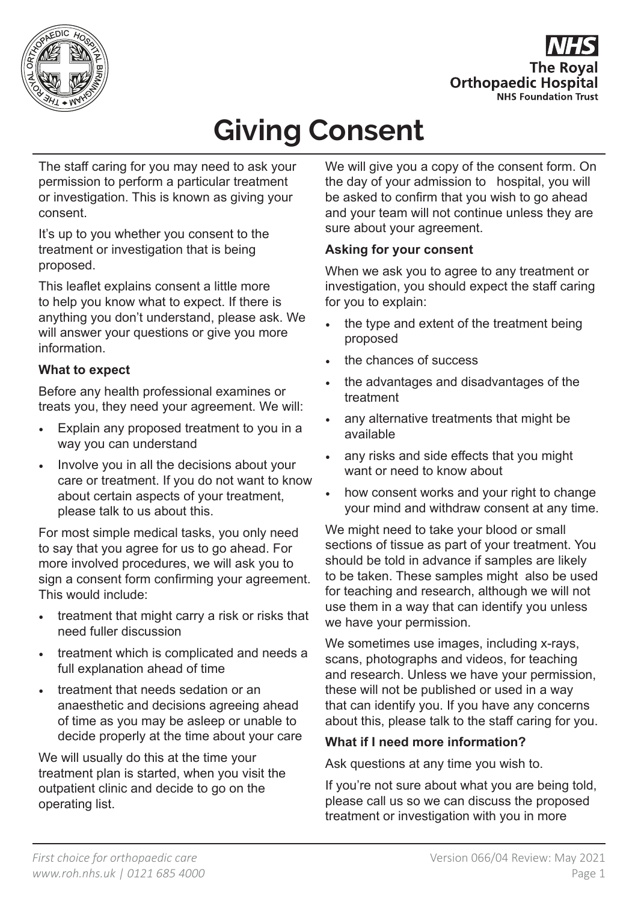# Giving Consent

The staff caring for you may need to ask your permission to perform a particular treatment or investigation. This is known as giving your consent.

It's up to you whether you consent to the treatment or investigation that is being proposed.

This leaflet explains consent a little more to help you know what to expect. If there is anything you don't understand, please ask. We will answer your questions or give you more information.

**What to expect**

Before any health professional examines or treats you, they need your agreement. We will:

- Explain any proposed treatment to you in a way you can understand
- Involve you in all the decisions about your care or treatment. If you do not want to know about certain aspects of your treatment, please talk to us about this.

For most simple medical tasks, you only need to say that you agree for us to go ahead. For more involved procedures, we will ask you to sign a consent form confirming your agreement. This would include:

- treatment that might carry a risk or risks that need fuller discussion
- treatment which is complicated and needs a full explanation ahead of time
- treatment that needs sedation or an anaesthetic and decisions agreeing ahead of time as you may be asleep or unable to decide properly at the time about your care

We will usually do this at the time your treatment plan is started, when you visit the outpatient clinic and decide to go on the operating list.

We will give you a copy of the consent form. On the day of your admission to hospital, you will be asked to confirm that you wish to go ahead and your team will not continue unless they are sure about your agreement.

**Asking for your consent**

When we ask you to agree to any treatment or investigation, you should expect the staff caring for you to explain:

- the type and extent of the treatment being proposed
- the chances of success
- the advantages and disadvantages of the treatment
- any alternative treatments that might be available
- any risks and side effects that you might want or need to know about
- how consent works and your right to change your mind and withdraw consent at any time.

We might need to take your blood or small sections of tissue as part of your treatment. You should be told in advance if samples are likely to be taken. These samples might also be used for teaching and research, although we will not use them in a way that can identify you unless we have your permission.

We sometimes use images, including x-rays, scans, photographs and videos, for teaching and research. Unless we have your permission, these will not be published or used in a way that can identify you. If you have any concerns about this, please talk to the staff caring for you.

**What if I need more information?**

Ask questions at any time you wish to.

If you're not sure about what you are being told, please call us so we can discuss the proposed treatment or investigation with you in more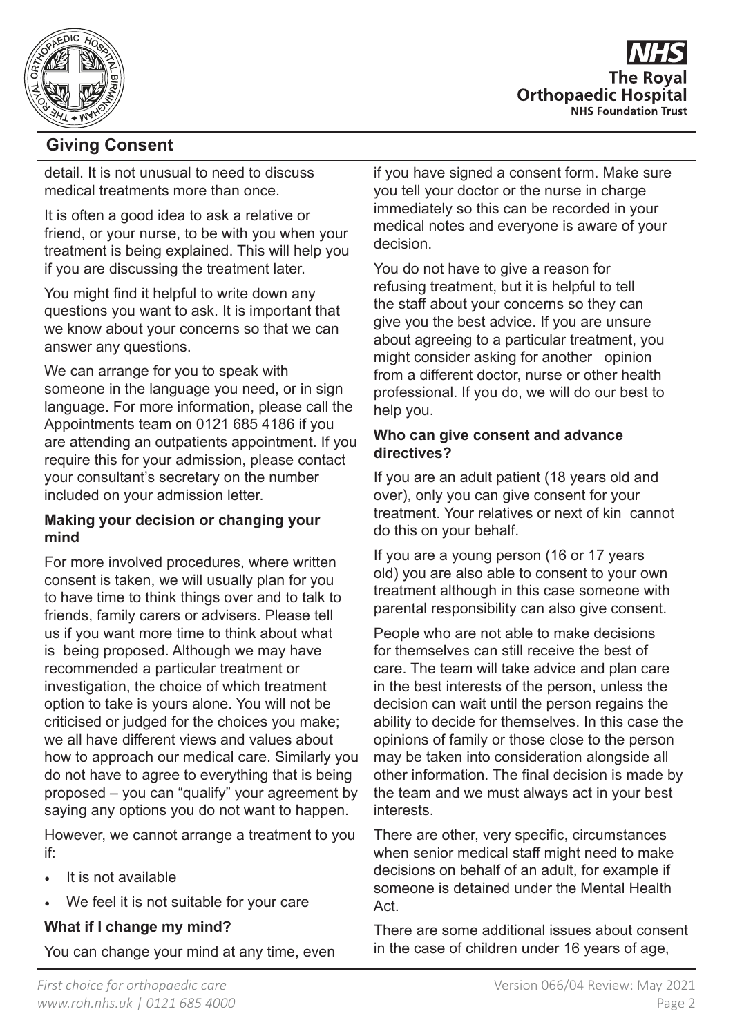detail. It is not unusual to need to discuss medical treatments more than once.

It is often a good idea to ask a relative or friend, or your nurse, to be with you when your treatment is being explained. This will help you if you are discussing the treatment later.

You might find it helpful to write down any questions you want to ask. It is important that we know about your concerns so that we can answer any questions.

We can arrange for you to speak with someone in the language you need, or in sign language. For more information, please call the Appointments team on 0121 685 4186 if you are attending an outpatients appointment. If you require this for your admission, please contact your consultant's secretary on the number included on your admission letter.

**Making your decision or changing your mind**

For more involved procedures, where written consent is taken, we will usually plan for you to have time to think things over and to talk to friends, family carers or advisers. Please tell us if you want more time to think about what is being proposed. Although we may have recommended a particular treatment or investigation, the choice of which treatment option to take is yours alone. You will not be criticised or judged for the choices you make; we all have different views and values about how to approach our medical care. Similarly you do not have to agree to everything that is being proposed – you can "qualify" your agreement by saying any options you do not want to happen.

However, we cannot arrange a treatment to you if:

- It is not available
- We feel it is not suitable for your care

**What if I change my mind?**

You can change your mind at any time, even if you have signed a consent form. Make sure you tell your doctor or the nurse in charge immediately so this can be recorded in your medical notes and everyone is aware of your decision.

You do not have to give a reason for refusing treatment, but it is helpful to tell the staff about your concerns so they can give you the best advice. If you are unsure about agreeing to a particular treatment, you might consider asking for another opinion from a different doctor, nurse or other health professional. If you do, we will do our best to help you.

**Who can give consent and advance directives?**

If you are an adult patient (18 years old and over), only you can give consent for your treatment. Your relatives or next of kin cannot do this on your behalf.

If you are a young person (16 or 17 years old) you are also able to consent to your own treatment although in this case someone with parental responsibility can also give consent.

People who are not able to make decisions for themselves can still receive the best of care. The team will take advice and plan care in the best interests of the person, unless the decision can wait until the person regains the ability to decide for themselves. In this case the opinions of family or those close to the person may be taken into consideration alongside all other information. The final decision is made by the team and we must always act in your best interests.

There are other, very specific, circumstances when senior medical staff might need to make decisions on behalf of an adult, for example if someone is detained under the Mental Health Act.

There are some additional issues about consent in the case of children under 16 years of age,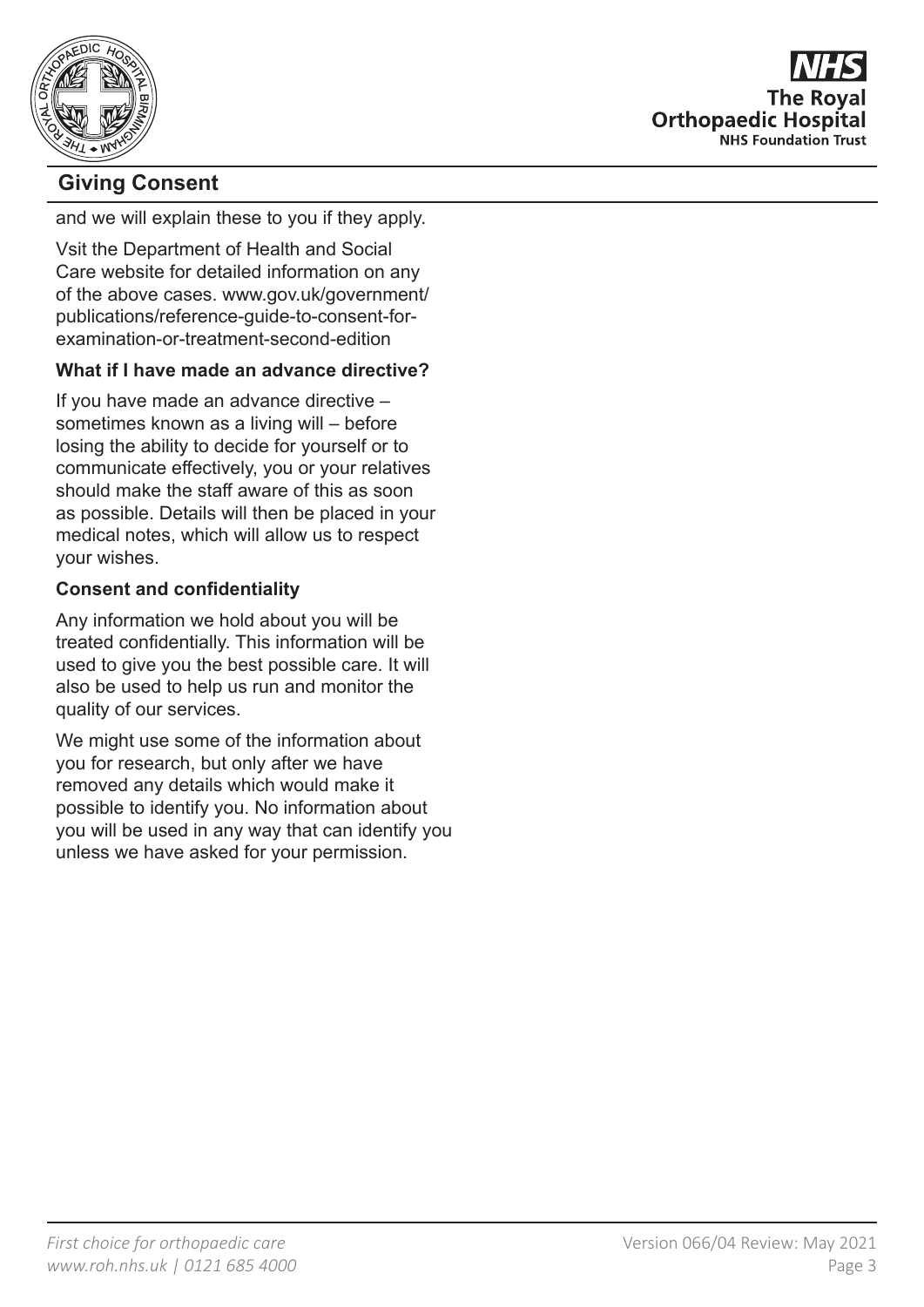and we will explain these to you if they apply.

Vsit the Department of Health and Social Care website for detailed information on any of the above cases. www.gov.uk/government/publications/reference-guide-to-consent-for-examination-or-treatment-second-edition

**What if I have made an advance directive?**

If you have made an advance directive – sometimes known as a living will – before losing the ability to decide for yourself or to communicate effectively, you or your relatives should make the staff aware of this as soon as possible. Details will then be placed in your medical notes, which will allow us to respect your wishes.

**Consent and confidentiality**

Any information we hold about you will be treated confidentially. This information will be used to give you the best possible care. It will also be used to help us run and monitor the quality of our services.

We might use some of the information about you for research, but only after we have removed any details which would make it possible to identify you. No information about you will be used in any way that can identify you unless we have asked for your permission.